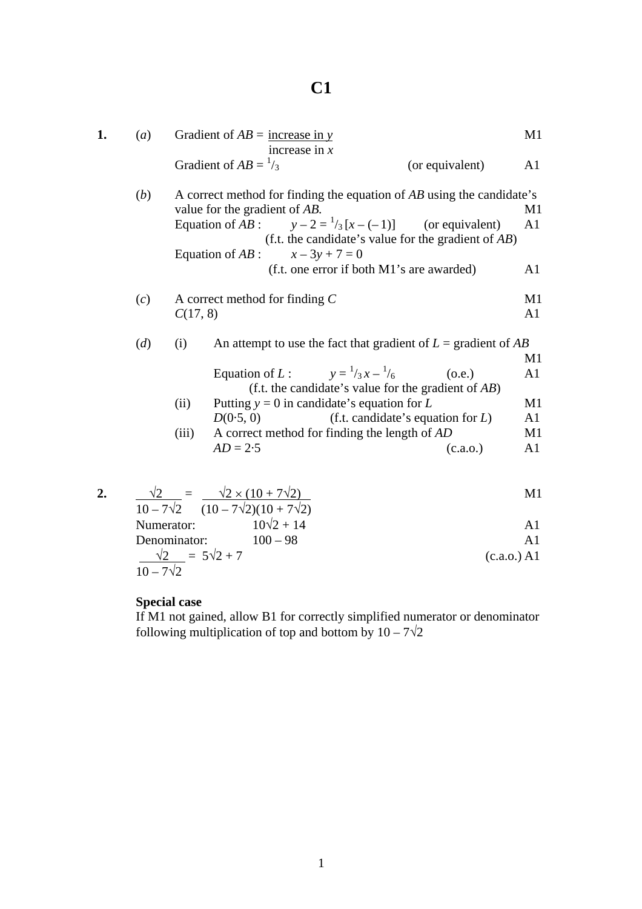# C1

**1.** (*a*) Gradient of $AB = \dfrac{\text{increase in } y}{\text{increase in } x}$ M1

Gradient of $AB = {}^1/_3$ (or equivalent) A1

(*b*) A correct method for finding the equation of *AB* using the candidate's value for the gradient of *AB*. M1

Equation of *AB* : $y - 2 = {}^1/_3\,[x - (-1)]$ (or equivalent) A1

(f.t. the candidate's value for the gradient of *AB*)

Equation of *AB* : $x - 3y + 7 = 0$

(f.t. one error if both M1's are awarded) A1

(*c*) A correct method for finding *C* M1

$C(17, 8)$ A1

(*d*) (i) An attempt to use the fact that gradient of *L* = gradient of *AB* M1

Equation of *L* : $y = {}^1/_3\,x - {}^1/_6$ (o.e.) A1

(f.t. the candidate's value for the gradient of *AB*)

(ii) Putting $y = 0$ in candidate's equation for *L* M1

$D(0{\cdot}5, 0)$ (f.t. candidate's equation for *L*) A1

(iii) A correct method for finding the length of *AD* M1

$AD = 2{\cdot}5$ (c.a.o.) A1

**2.** $\dfrac{\sqrt{2}}{10 - 7\sqrt{2}} = \dfrac{\sqrt{2} \times (10 + 7\sqrt{2})}{(10 - 7\sqrt{2})(10 + 7\sqrt{2})}$ M1

Numerator: $10\sqrt{2} + 14$ A1

Denominator: $100 - 98$ A1

$\dfrac{\sqrt{2}}{10 - 7\sqrt{2}} = 5\sqrt{2} + 7$ (c.a.o.) A1

**Special case**

If M1 not gained, allow B1 for correctly simplified numerator or denominator following multiplication of top and bottom by $10 - 7\sqrt{2}$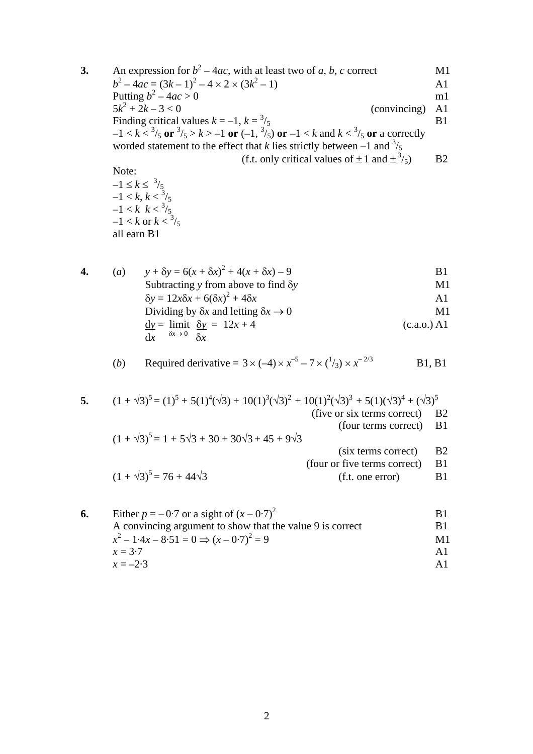**3.** An expression for $b^2 - 4ac$, with at least two of $a$, $b$, $c$ correct — M1

$b^2 - 4ac = (3k - 1)^2 - 4 \times 2 \times (3k^2 - 1)$ — A1

Putting $b^2 - 4ac > 0$ — m1

$5k^2 + 2k - 3 < 0$ (convincing) — A1

Finding critical values $k = -1$, $k = {}^3/_5$ — B1

$-1 < k < {}^3/_5$ **or** ${}^3/_5 > k > -1$ **or** $(-1, {}^3/_5)$ **or** $-1 < k$ and $k < {}^3/_5$ **or** a correctly worded statement to the effect that $k$ lies strictly between $-1$ and ${}^3/_5$
(f.t. only critical values of $\pm 1$ and $\pm {}^3/_5$) — B2

Note:
$-1 \le k \le {}^3/_5$
$-1 < k, k < {}^3/_5$
$-1 < k \;\; k < {}^3/_5$
$-1 < k$ or $k < {}^3/_5$
all earn B1

**4.** (*a*) $y + \delta y = 6(x + \delta x)^2 + 4(x + \delta x) - 9$ — B1

Subtracting $y$ from above to find $\delta y$ — M1

$\delta y = 12x\delta x + 6(\delta x)^2 + 4\delta x$ — A1

Dividing by $\delta x$ and letting $\delta x \to 0$ — M1

$\dfrac{dy}{dx} = \displaystyle\lim_{\delta x \to 0} \dfrac{\delta y}{\delta x} = 12x + 4$ (c.a.o.) A1

(*b*) Required derivative $= 3 \times (-4) \times x^{-5} - 7 \times ({}^1/_3) \times x^{-2/3}$ — B1, B1

**5.** $(1 + \sqrt{3})^5 = (1)^5 + 5(1)^4(\sqrt{3}) + 10(1)^3(\sqrt{3})^2 + 10(1)^2(\sqrt{3})^3 + 5(1)(\sqrt{3})^4 + (\sqrt{3})^5$
(five or six terms correct) — B2
(four terms correct) — B1

$(1 + \sqrt{3})^5 = 1 + 5\sqrt{3} + 30 + 30\sqrt{3} + 45 + 9\sqrt{3}$
(six terms correct) — B2
(four or five terms correct) — B1

$(1 + \sqrt{3})^5 = 76 + 44\sqrt{3}$ (f.t. one error) — B1

**6.** Either $p = -0{\cdot}7$ or a sight of $(x - 0{\cdot}7)^2$ — B1

A convincing argument to show that the value 9 is correct — B1

$x^2 - 1{\cdot}4x - 8{\cdot}51 = 0 \Rightarrow (x - 0{\cdot}7)^2 = 9$ — M1

$x = 3{\cdot}7$ — A1

$x = -2{\cdot}3$ — A1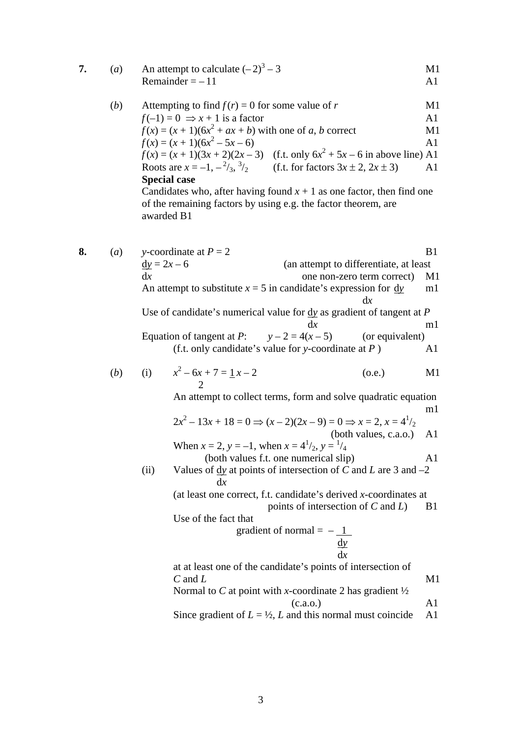**7.** (*a*) An attempt to calculate $(-2)^3 - 3$ M1
Remainder $= -11$ A1

(*b*) Attempting to find $f(r) = 0$ for some value of $r$ M1
$f(-1) = 0 \Rightarrow x + 1$ is a factor A1
$f(x) = (x + 1)(6x^2 + ax + b)$ with one of $a$, $b$ correct M1
$f(x) = (x + 1)(6x^2 - 5x - 6)$ A1
$f(x) = (x + 1)(3x + 2)(2x - 3)$ (f.t. only $6x^2 + 5x - 6$ in above line) A1
Roots are $x = -1, -{}^2/_3, {}^3/_2$ (f.t. for factors $3x \pm 2$, $2x \pm 3$) A1

**Special case**
Candidates who, after having found $x + 1$ as one factor, then find one of the remaining factors by using e.g. the factor theorem, are awarded B1

**8.** (*a*) $y$-coordinate at $P = 2$ B1
$\dfrac{dy}{dx} = 2x - 6$ (an attempt to differentiate, at least one non-zero term correct) M1
An attempt to substitute $x = 5$ in candidate's expression for $\dfrac{dy}{dx}$ m1
Use of candidate's numerical value for $\dfrac{dy}{dx}$ as gradient of tangent at $P$ m1
Equation of tangent at $P$: $y - 2 = 4(x - 5)$ (or equivalent)
(f.t. only candidate's value for $y$-coordinate at $P$ ) A1

(*b*) (i) $x^2 - 6x + 7 = \dfrac{1}{2}x - 2$ (o.e.) M1
An attempt to collect terms, form and solve quadratic equation m1
$2x^2 - 13x + 18 = 0 \Rightarrow (x - 2)(2x - 9) = 0 \Rightarrow x = 2, x = 4^1/_2$
(both values, c.a.o.) A1
When $x = 2$, $y = -1$, when $x = 4^1/_2$, $y = {}^1/_4$
(both values f.t. one numerical slip) A1

(ii) Values of $\dfrac{dy}{dx}$ at points of intersection of $C$ and $L$ are 3 and $-2$
(at least one correct, f.t. candidate's derived $x$-coordinates at points of intersection of $C$ and $L$) B1
Use of the fact that

$$\text{gradient of normal} = -\frac{1}{\frac{dy}{dx}}$$

at at least one of the candidate's points of intersection of $C$ and $L$ M1
Normal to $C$ at point with $x$-coordinate 2 has gradient ½
(c.a.o.) A1
Since gradient of $L$ = ½, $L$ and this normal must coincide A1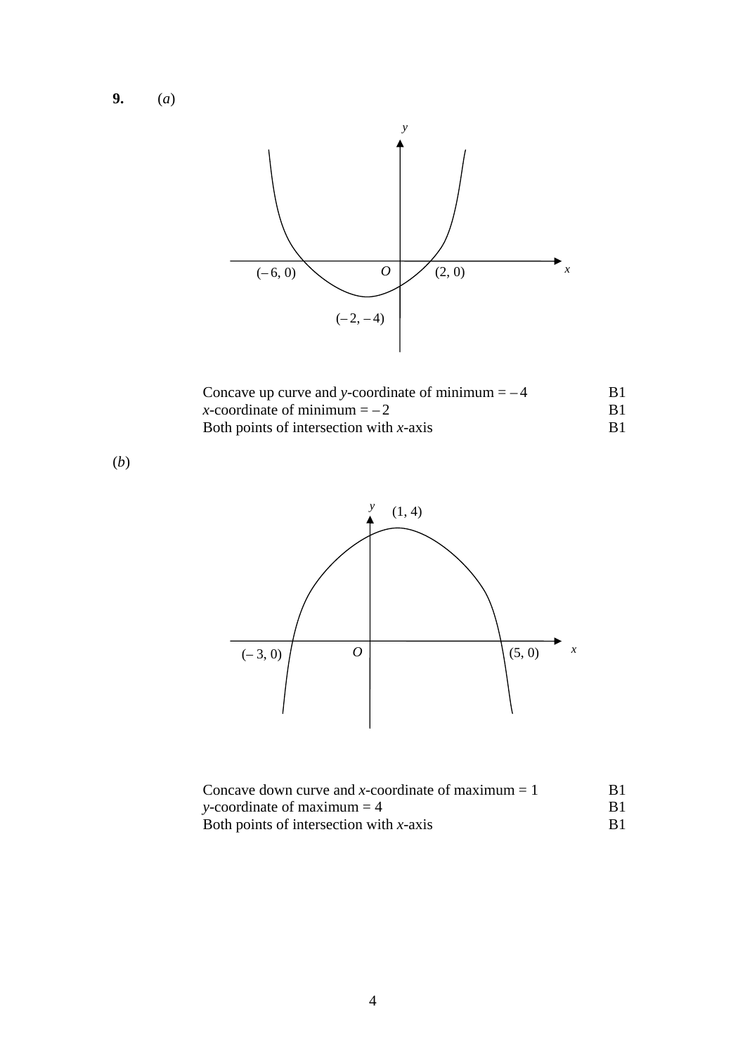**9.** (*a*)

Concave up curve and $y$-coordinate of minimum = $-4$ B1
$x$-coordinate of minimum = $-2$ B1
Both points of intersection with $x$-axis B1

(*b*)

Concave down curve and $x$-coordinate of maximum = 1 B1
$y$-coordinate of maximum = 4 B1
Both points of intersection with $x$-axis B1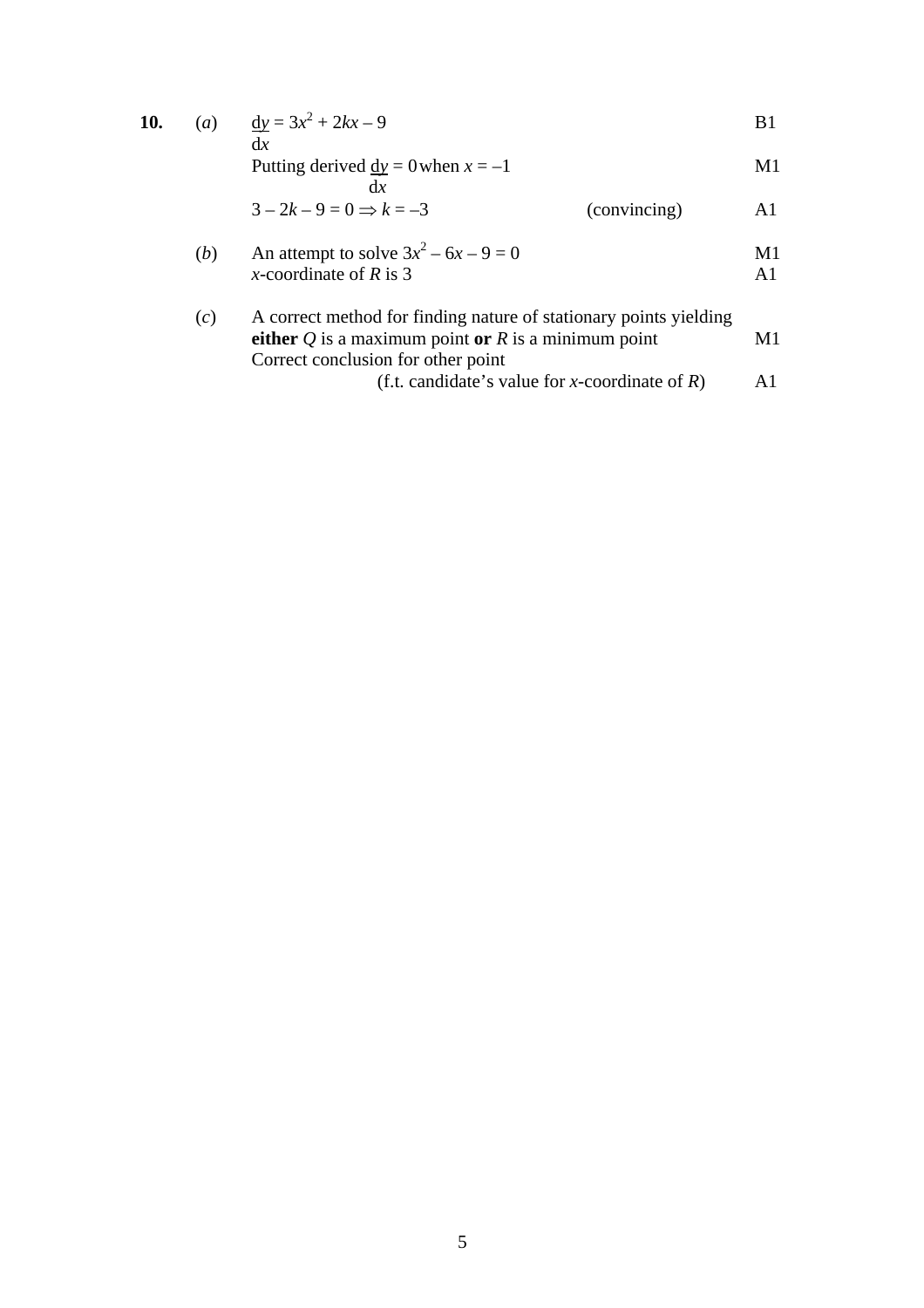**10.** (*a*) $\frac{dy}{dx} = 3x^2 + 2kx - 9$ B1

Putting derived $\frac{dy}{dx} = 0$ when $x = -1$ M1

$3 - 2k - 9 = 0 \Rightarrow k = -3$ (convincing) A1

(*b*) An attempt to solve $3x^2 - 6x - 9 = 0$ M1

$x$-coordinate of $R$ is 3 A1

(*c*) A correct method for finding nature of stationary points yielding **either** $Q$ is a maximum point **or** $R$ is a minimum point M1

Correct conclusion for other point

(f.t. candidate's value for $x$-coordinate of $R$) A1